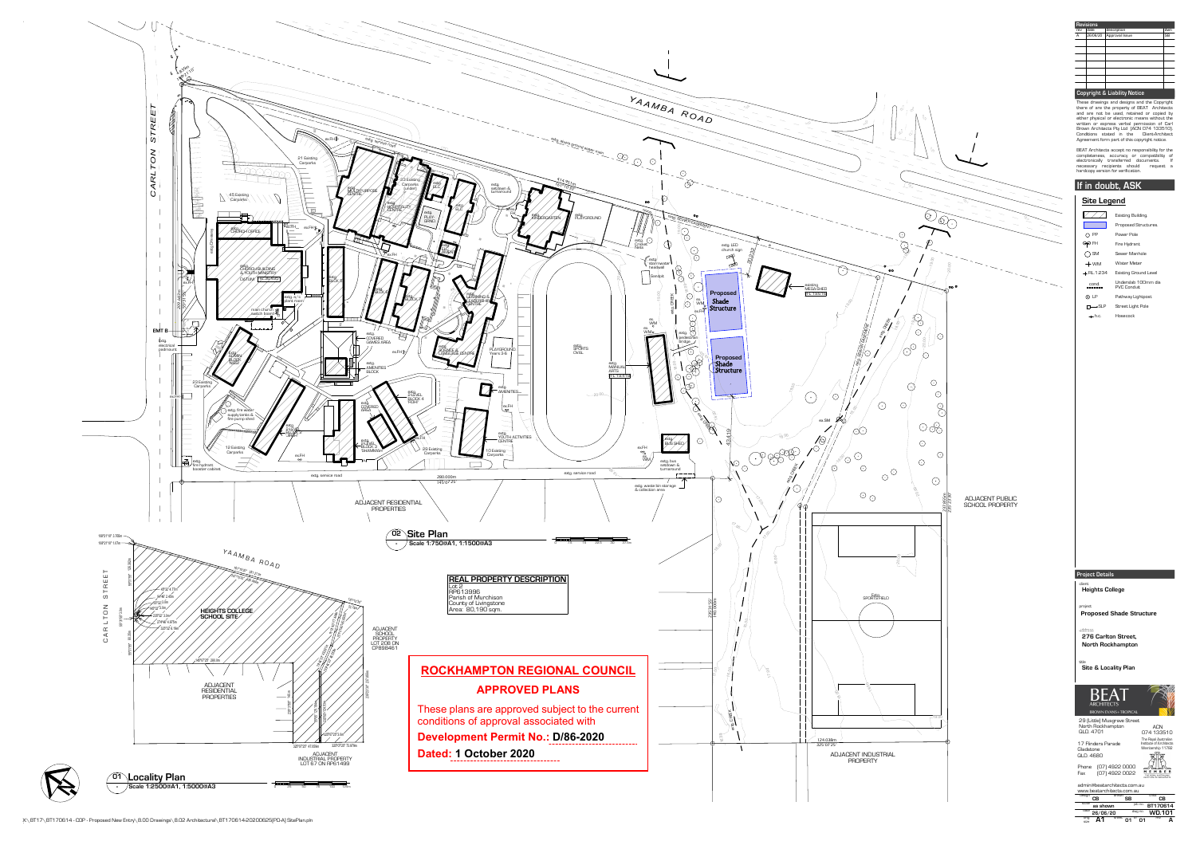## Revisions

| rev | date | description | drwn |
|---|---|---|---|
| A | 26/06/20 | Approval Issue | SB |

## Copyright & Liability Notice

These drawings and designs and the Copyright there of are the property of BEAT Architects and are not be used, retained or copied by either physical or electronic means without the written or express verbal permission of Carl Brown Architects Pty Ltd. (ACN 074 133510). Conditions stated in the Client-Architect Agreement form part of this copyright notice.

BEAT Architects accept no responsibility for the completeness, accuracy or compatibility of electronically transferred documents. If necessary recipients should request a hardcopy version for verification.

## If in doubt, ASK

## Site Legend

- Existing Building
- Proposed Structures
- PP — Power Pole
- FH — Fire Hydrant
- SM — Sewer Manhole
- WM — Water Meter
- RL 1.234 — Existing Ground Level
- cond. — Underslab 100mm dia PVC Conduit
- LP — Pathway Lightpost
- SLP — Street Light Pole
- h.c — Hosecock

## 02 Site Plan

Scale 1:750@A1, 1:1500@A3

YAAMBA ROAD

CARLTON STREET

Proposed Shade Structure

Proposed Shade Structure

ADJACENT RESIDENTIAL PROPERTIES

ADJACENT PUBLIC SCHOOL PROPERTY

ADJACENT INDUSTRIAL PROPERTY

## REAL PROPERTY DESCRIPTION

Lot 2
RP613996
Parish of Murchison
County of Livingstone
Area: 80,190 sqm.

## 01 Locality Plan

Scale 1:2500@A1, 1:5000@A3

HEIGHTS COLLEGE SCHOOL SITE

ADJACENT RESIDENTIAL PROPERTIES

ADJACENT SCHOOL PROPERTY LOT 206 ON CP896461

ADJACENT INDUSTRIAL PROPERTY LOT 67 ON RP61499

## ROCKHAMPTON REGIONAL COUNCIL

## APPROVED PLANS

These plans are approved subject to the current conditions of approval associated with

**Development Permit No.: D/86-2020**

**Dated: 1 October 2020**

## Project Details

client: **Heights College**

project: **Proposed Shade Structure**

**276 Carlton Street, North Rockhampton**

title: **Site & Locality Plan**

BEAT ARCHITECTS — BROWN EVANS • TROPICAL

29 (Little) Musgrave Street
North Rockhampton
QLD. 4701

ACN 074 133510

17 Flinders Parade
Gladstone
QLD. 4680

Phone (07) 4922 0000
Fax (07) 4922 0022

admin@beatarchitects.com.au
www.beatarchitects.com.au

| drawn | CB | design | SB | check | CB |
|---|---|---|---|---|---|
| scale | as shown | | | job no. | BT170614 |
| date | 26/06/20 | | | dwg no. | WD.101 |
| dwg size | A1 | sheet | 01 of 01 | rev | A |

X:\BT17\BT170614 - COP - Proposed New Entry\8.00 Drawings\8.02 Architectural\BT170614-20200625[PD-A] SitePlan.pln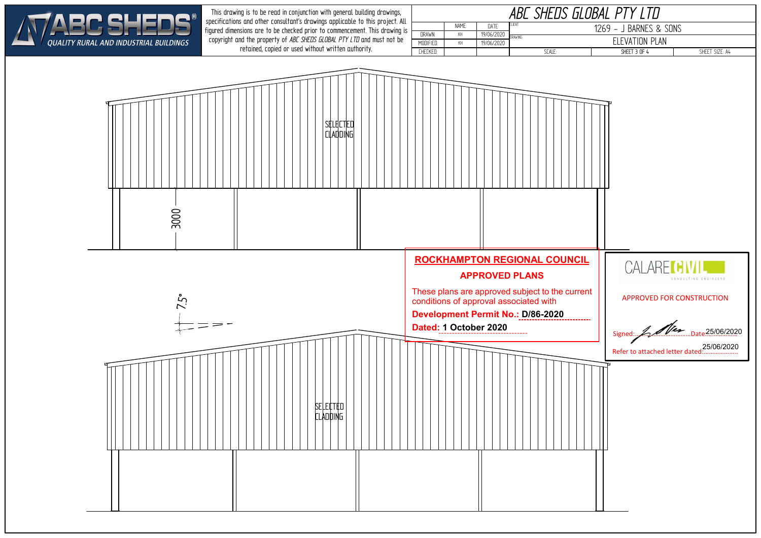# ABC SHEDS

QUALITY RURAL AND INDUSTRIAL BUILDINGS

This drawing is to be read in conjunction with general building drawings, specifications and other consultant's drawings applicable to this project. All figured dimensions are to be checked prior to commencement. This drawing is copyright and the property of *ABC SHEDS GLOBAL PTY LTD* and must not be retained, copied or used without written authority.

## ABC SHEDS GLOBAL PTY LTD

| | NAME | DATE |
|---|---|---|
| DRAWN: | KH | 19/06/2020 |
| MODIFIED: | KH | 19/06/2020 |
| CHECKED: | | |

CLIENT: 1269 – J BARNES & SONS

DRAWING: ELEVATION PLAN

SCALE: | SHEET 3 OF 4 | SHEET SIZE: A4

SELECTED CLADDING

3000

7.5°

SELECTED CLADDING

**ROCKHAMPTON REGIONAL COUNCIL**

**APPROVED PLANS**

These plans are approved subject to the current conditions of approval associated with

**Development Permit No.: D/86-2020**

**Dated: 1 October 2020**

CALARE CIVIL CONSULTING ENGINEERS

APPROVED FOR CONSTRUCTION

Signed: ........ Date 25/06/2020

Refer to attached letter dated: 25/06/2020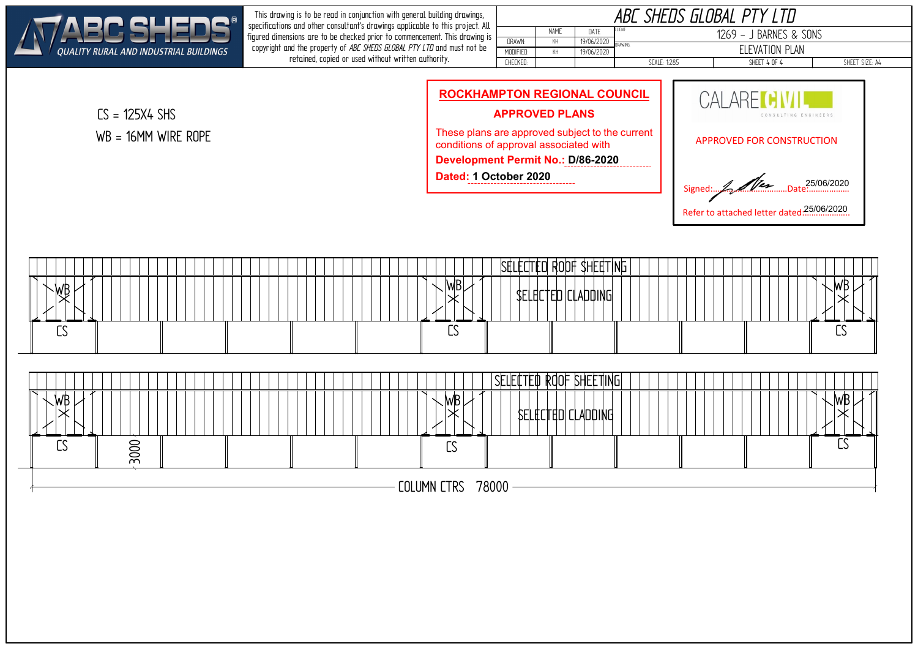ABC SHEDS®
QUALITY RURAL AND INDUSTRIAL BUILDINGS

This drawing is to be read in conjunction with general building drawings, specifications and other consultant's drawings applicable to this project. All figured dimensions are to be checked prior to commencement. This drawing is copyright and the property of *ABC SHEDS GLOBAL PTY LTD* and must not be retained, copied or used without written authority.

# ABC SHEDS GLOBAL PTY LTD

| | NAME | DATE | | | |
|---|---|---|---|---|---|
| DRAWN: | KH | 19/06/2020 | CLIENT: 1269 - J BARNES & SONS | | |
| MODIFIED: | KH | 19/06/2020 | DRAWING: ELEVATION PLAN | | |
| CHECKED: | | | SCALE: 1:285 | SHEET 4 OF 4 | SHEET SIZE: A4 |

CS = 125X4 SHS
WB = 16MM WIRE ROPE

**ROCKHAMPTON REGIONAL COUNCIL**

**APPROVED PLANS**

These plans are approved subject to the current conditions of approval associated with

**Development Permit No.: D/86-2020**

**Dated: 1 October 2020**

CALARE CIVIL
CONSULTING ENGINEERS

APPROVED FOR CONSTRUCTION

Signed: ........ Date: 25/06/2020

Refer to attached letter dated: 25/06/2020

SELECTED ROOF SHEETING
SELECTED CLADDING
WB
CS

SELECTED ROOF SHEETING
SELECTED CLADDING
WB
CS
3000

COLUMN CTRS 78000